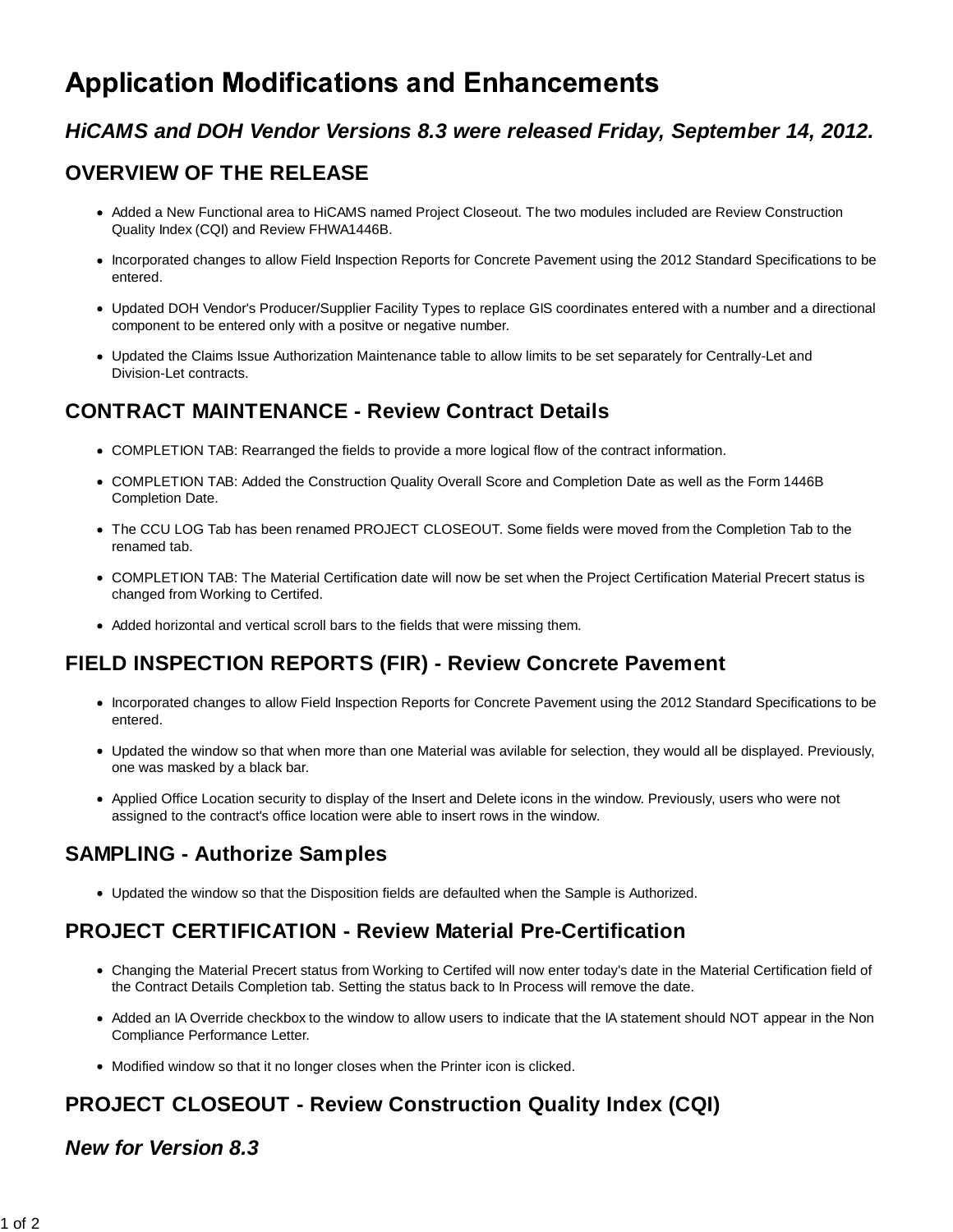# Application Modifications and Enhancements

## *HiCAMS and DOH Vendor Versions 8.3 were released Friday, September 14, 2012.*

## OVERVIEW OF THE RELEASE

- Added a New Functional area to HiCAMS named Project Closeout. The two modules included are Review Construction Quality Index (CQI) and Review FHWA1446B.
- Incorporated changes to allow Field Inspection Reports for Concrete Pavement using the 2012 Standard Specifications to be entered.
- Updated DOH Vendor's Producer/Supplier Facility Types to replace GIS coordinates entered with a number and a directional component to be entered only with a positve or negative number.
- Updated the Claims Issue Authorization Maintenance table to allow limits to be set separately for Centrally-Let and Division-Let contracts.

## CONTRACT MAINTENANCE - Review Contract Details

- COMPLETION TAB: Rearranged the fields to provide a more logical flow of the contract information.
- COMPLETION TAB: Added the Construction Quality Overall Score and Completion Date as well as the Form 1446B Completion Date.
- The CCU LOG Tab has been renamed PROJECT CLOSEOUT. Some fields were moved from the Completion Tab to the renamed tab.
- COMPLETION TAB: The Material Certification date will now be set when the Project Certification Material Precert status is changed from Working to Certifed.
- Added horizontal and vertical scroll bars to the fields that were missing them.

## FIELD INSPECTION REPORTS (FIR) - Review Concrete Pavement

- Incorporated changes to allow Field Inspection Reports for Concrete Pavement using the 2012 Standard Specifications to be entered.
- Updated the window so that when more than one Material was avilable for selection, they would all be displayed. Previously, one was masked by a black bar.
- Applied Office Location security to display of the Insert and Delete icons in the window. Previously, users who were not assigned to the contract's office location were able to insert rows in the window.

## SAMPLING - Authorize Samples

- Updated the window so that the Disposition fields are defaulted when the Sample is Authorized.

## PROJECT CERTIFICATION - Review Material Pre-Certification

- Changing the Material Precert status from Working to Certifed will now enter today's date in the Material Certification field of the Contract Details Completion tab. Setting the status back to In Process will remove the date.
- Added an IA Override checkbox to the window to allow users to indicate that the IA statement should NOT appear in the Non Compliance Performance Letter.
- Modified window so that it no longer closes when the Printer icon is clicked.

## PROJECT CLOSEOUT - Review Construction Quality Index (CQI)

### *New for Version 8.3*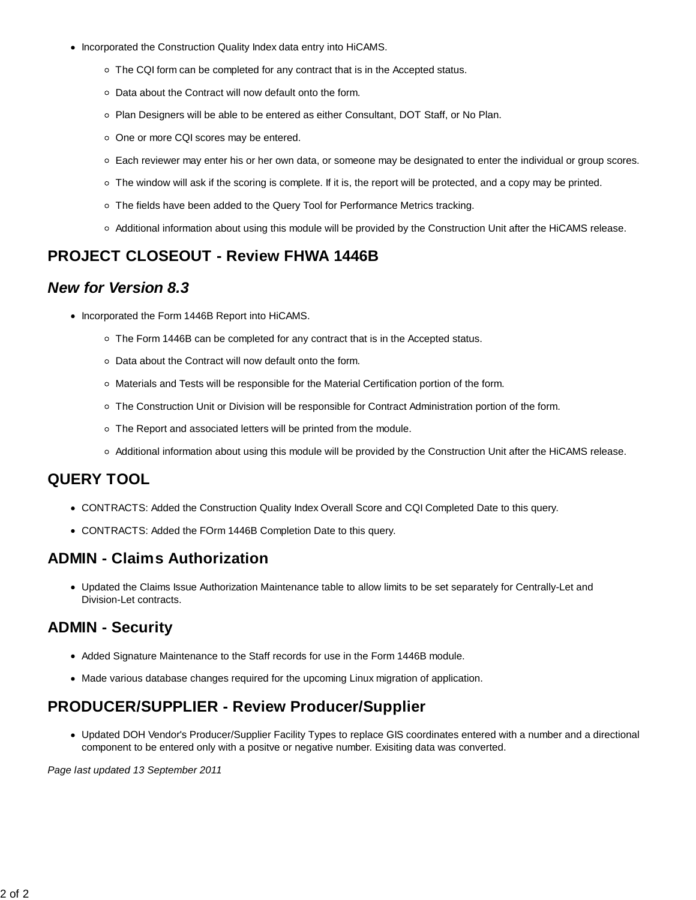- Incorporated the Construction Quality Index data entry into HiCAMS.
  - The CQI form can be completed for any contract that is in the Accepted status.
  - Data about the Contract will now default onto the form.
  - Plan Designers will be able to be entered as either Consultant, DOT Staff, or No Plan.
  - One or more CQI scores may be entered.
  - Each reviewer may enter his or her own data, or someone may be designated to enter the individual or group scores.
  - The window will ask if the scoring is complete. If it is, the report will be protected, and a copy may be printed.
  - The fields have been added to the Query Tool for Performance Metrics tracking.
  - Additional information about using this module will be provided by the Construction Unit after the HiCAMS release.

## PROJECT CLOSEOUT - Review FHWA 1446B

### *New for Version 8.3*

- Incorporated the Form 1446B Report into HiCAMS.
  - The Form 1446B can be completed for any contract that is in the Accepted status.
  - Data about the Contract will now default onto the form.
  - Materials and Tests will be responsible for the Material Certification portion of the form.
  - The Construction Unit or Division will be responsible for Contract Administration portion of the form.
  - The Report and associated letters will be printed from the module.
  - Additional information about using this module will be provided by the Construction Unit after the HiCAMS release.

## QUERY TOOL

- CONTRACTS: Added the Construction Quality Index Overall Score and CQI Completed Date to this query.
- CONTRACTS: Added the FOrm 1446B Completion Date to this query.

## ADMIN - Claims Authorization

- Updated the Claims Issue Authorization Maintenance table to allow limits to be set separately for Centrally-Let and Division-Let contracts.

## ADMIN - Security

- Added Signature Maintenance to the Staff records for use in the Form 1446B module.
- Made various database changes required for the upcoming Linux migration of application.

## PRODUCER/SUPPLIER - Review Producer/Supplier

- Updated DOH Vendor's Producer/Supplier Facility Types to replace GIS coordinates entered with a number and a directional component to be entered only with a positve or negative number. Exisiting data was converted.

*Page last updated 13 September 2011*